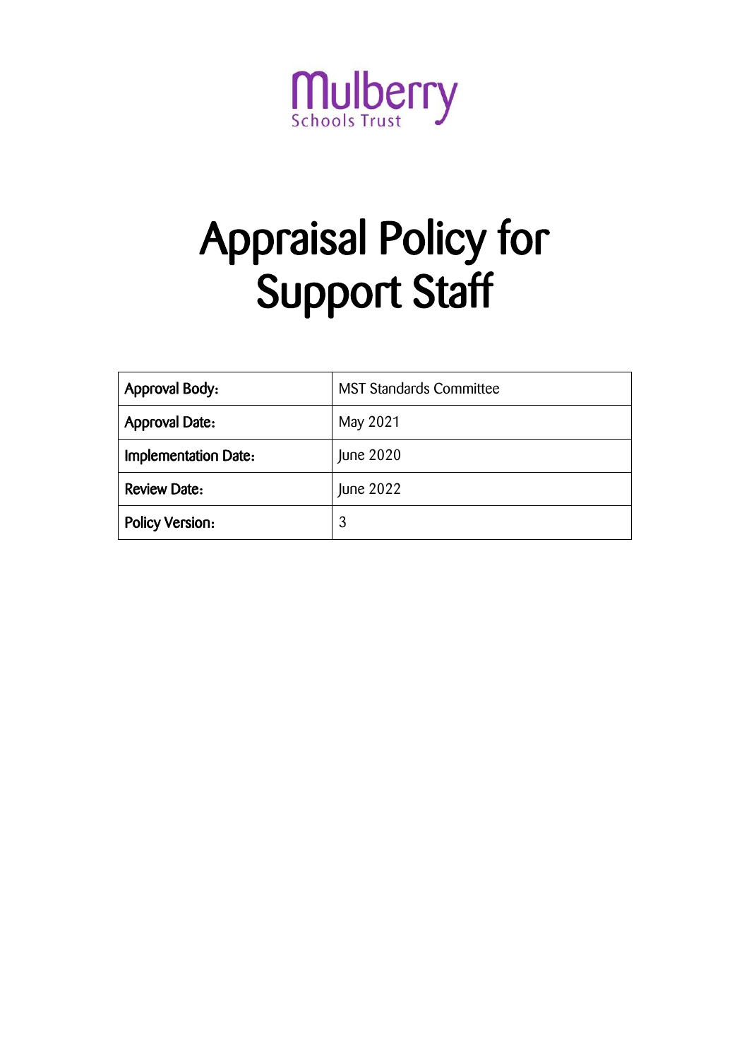Mulberry
Schools Trust

# Appraisal Policy for Support Staff

| | |
|---|---|
| **Approval Body:** | MST Standards Committee |
| **Approval Date:** | May 2021 |
| **Implementation Date:** | June 2020 |
| **Review Date:** | June 2022 |
| **Policy Version:** | 3 |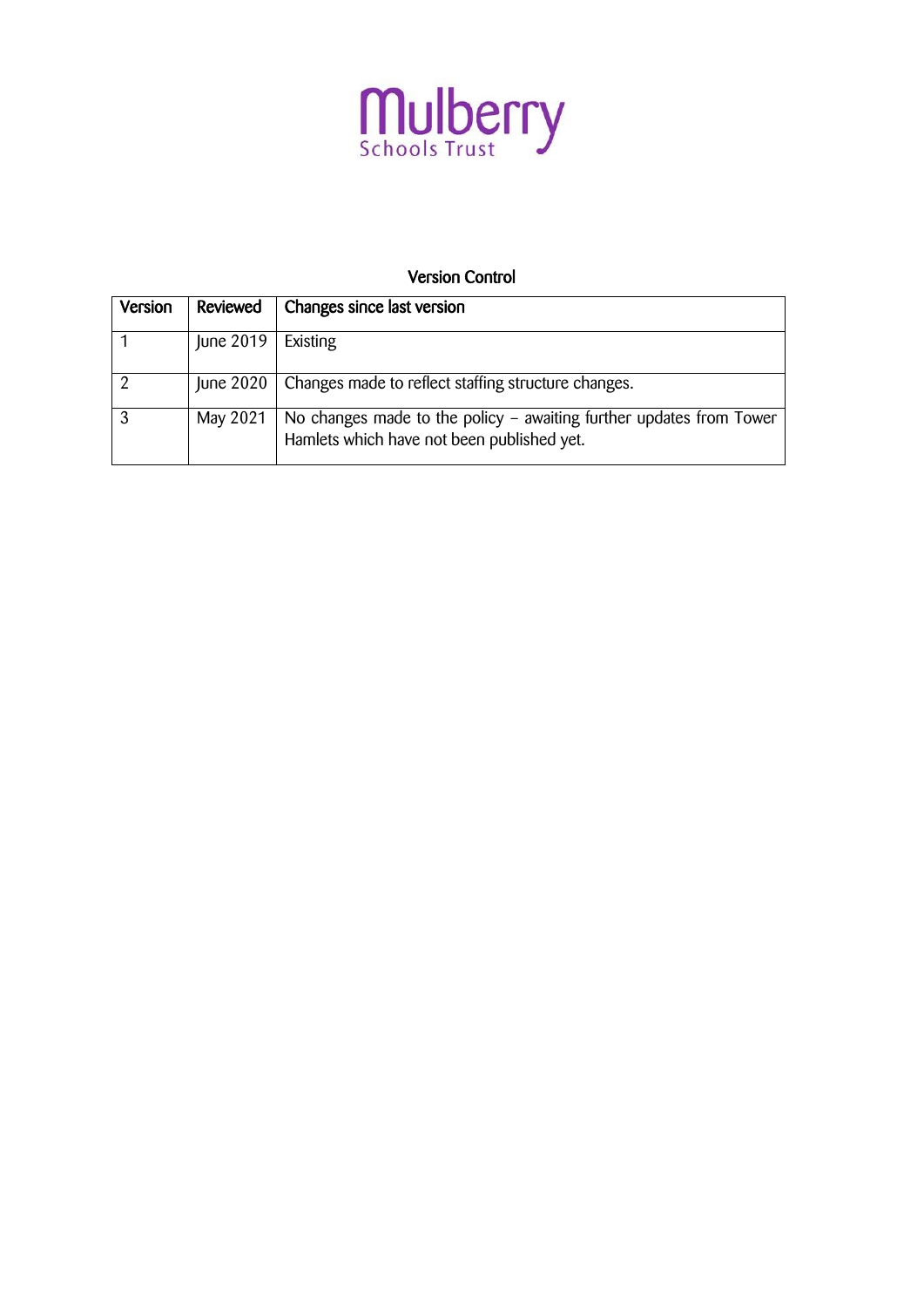Mulberry Schools Trust

## Version Control

| Version | Reviewed | Changes since last version |
|---|---|---|
| 1 | June 2019 | Existing |
| 2 | June 2020 | Changes made to reflect staffing structure changes. |
| 3 | May 2021 | No changes made to the policy – awaiting further updates from Tower Hamlets which have not been published yet. |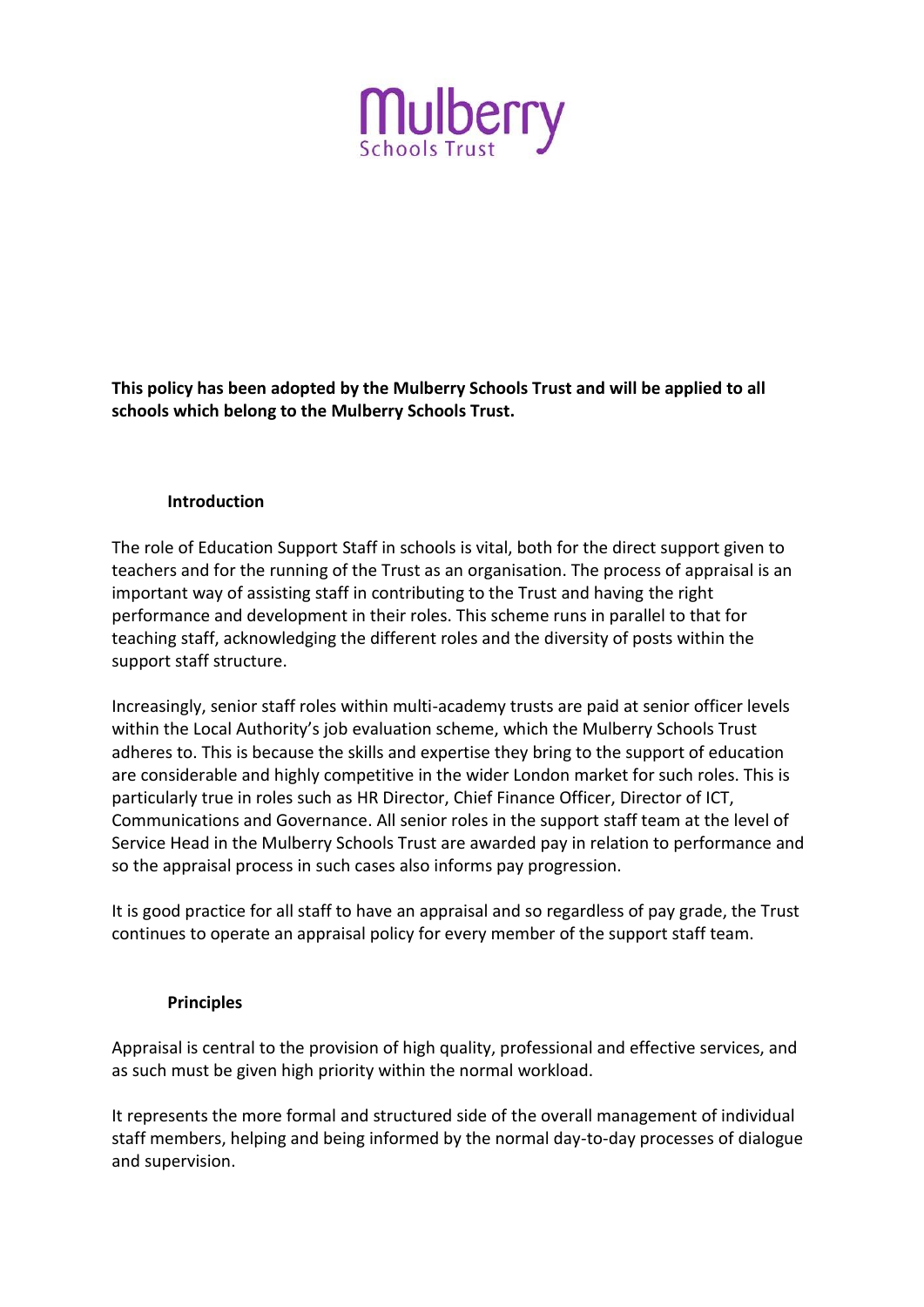**This policy has been adopted by the Mulberry Schools Trust and will be applied to all schools which belong to the Mulberry Schools Trust.**

## Introduction

The role of Education Support Staff in schools is vital, both for the direct support given to teachers and for the running of the Trust as an organisation. The process of appraisal is an important way of assisting staff in contributing to the Trust and having the right performance and development in their roles. This scheme runs in parallel to that for teaching staff, acknowledging the different roles and the diversity of posts within the support staff structure.

Increasingly, senior staff roles within multi-academy trusts are paid at senior officer levels within the Local Authority's job evaluation scheme, which the Mulberry Schools Trust adheres to. This is because the skills and expertise they bring to the support of education are considerable and highly competitive in the wider London market for such roles. This is particularly true in roles such as HR Director, Chief Finance Officer, Director of ICT, Communications and Governance. All senior roles in the support staff team at the level of Service Head in the Mulberry Schools Trust are awarded pay in relation to performance and so the appraisal process in such cases also informs pay progression.

It is good practice for all staff to have an appraisal and so regardless of pay grade, the Trust continues to operate an appraisal policy for every member of the support staff team.

## Principles

Appraisal is central to the provision of high quality, professional and effective services, and as such must be given high priority within the normal workload.

It represents the more formal and structured side of the overall management of individual staff members, helping and being informed by the normal day-to-day processes of dialogue and supervision.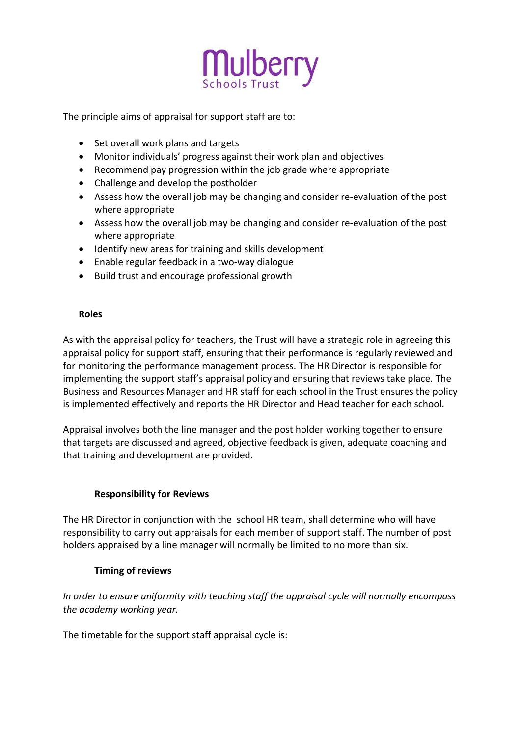The principle aims of appraisal for support staff are to:

- Set overall work plans and targets
- Monitor individuals' progress against their work plan and objectives
- Recommend pay progression within the job grade where appropriate
- Challenge and develop the postholder
- Assess how the overall job may be changing and consider re-evaluation of the post where appropriate
- Assess how the overall job may be changing and consider re-evaluation of the post where appropriate
- Identify new areas for training and skills development
- Enable regular feedback in a two-way dialogue
- Build trust and encourage professional growth

**Roles**

As with the appraisal policy for teachers, the Trust will have a strategic role in agreeing this appraisal policy for support staff, ensuring that their performance is regularly reviewed and for monitoring the performance management process. The HR Director is responsible for implementing the support staff's appraisal policy and ensuring that reviews take place. The Business and Resources Manager and HR staff for each school in the Trust ensures the policy is implemented effectively and reports the HR Director and Head teacher for each school.

Appraisal involves both the line manager and the post holder working together to ensure that targets are discussed and agreed, objective feedback is given, adequate coaching and that training and development are provided.

**Responsibility for Reviews**

The HR Director in conjunction with the school HR team, shall determine who will have responsibility to carry out appraisals for each member of support staff. The number of post holders appraised by a line manager will normally be limited to no more than six.

**Timing of reviews**

*In order to ensure uniformity with teaching staff the appraisal cycle will normally encompass the academy working year.*

The timetable for the support staff appraisal cycle is: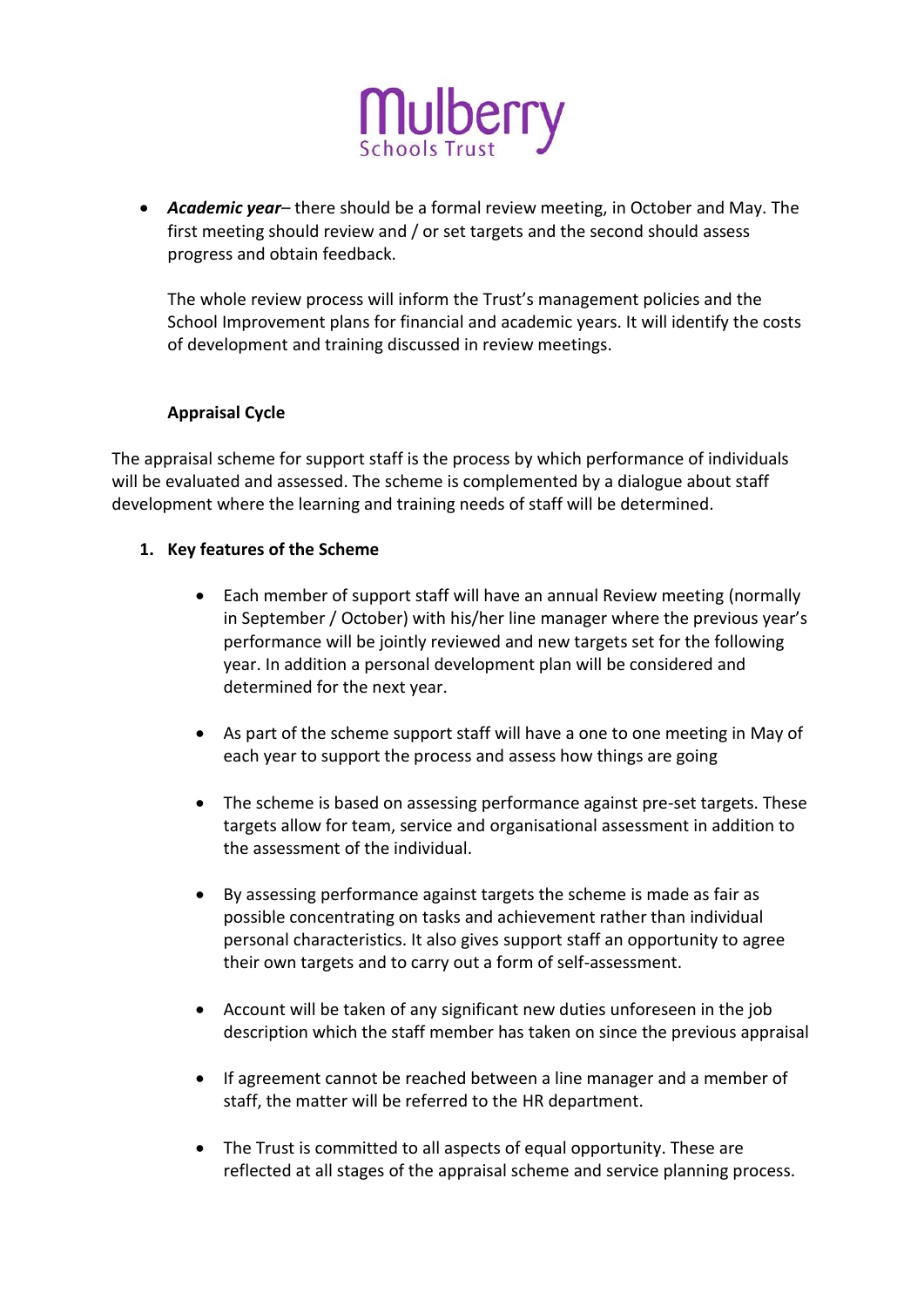- ***Academic year***– there should be a formal review meeting, in October and May. The first meeting should review and / or set targets and the second should assess progress and obtain feedback.

  The whole review process will inform the Trust's management policies and the School Improvement plans for financial and academic years. It will identify the costs of development and training discussed in review meetings.

### Appraisal Cycle

The appraisal scheme for support staff is the process by which performance of individuals will be evaluated and assessed. The scheme is complemented by a dialogue about staff development where the learning and training needs of staff will be determined.

1. **Key features of the Scheme**

   - Each member of support staff will have an annual Review meeting (normally in September / October) with his/her line manager where the previous year's performance will be jointly reviewed and new targets set for the following year. In addition a personal development plan will be considered and determined for the next year.

   - As part of the scheme support staff will have a one to one meeting in May of each year to support the process and assess how things are going

   - The scheme is based on assessing performance against pre-set targets. These targets allow for team, service and organisational assessment in addition to the assessment of the individual.

   - By assessing performance against targets the scheme is made as fair as possible concentrating on tasks and achievement rather than individual personal characteristics. It also gives support staff an opportunity to agree their own targets and to carry out a form of self-assessment.

   - Account will be taken of any significant new duties unforeseen in the job description which the staff member has taken on since the previous appraisal

   - If agreement cannot be reached between a line manager and a member of staff, the matter will be referred to the HR department.

   - The Trust is committed to all aspects of equal opportunity. These are reflected at all stages of the appraisal scheme and service planning process.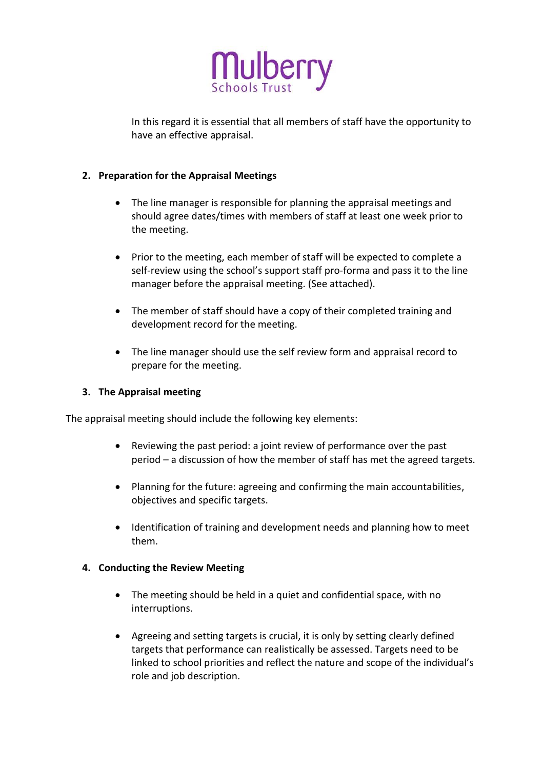In this regard it is essential that all members of staff have the opportunity to have an effective appraisal.

## 2. Preparation for the Appraisal Meetings

- The line manager is responsible for planning the appraisal meetings and should agree dates/times with members of staff at least one week prior to the meeting.
- Prior to the meeting, each member of staff will be expected to complete a self-review using the school's support staff pro-forma and pass it to the line manager before the appraisal meeting. (See attached).
- The member of staff should have a copy of their completed training and development record for the meeting.
- The line manager should use the self review form and appraisal record to prepare for the meeting.

## 3. The Appraisal meeting

The appraisal meeting should include the following key elements:

- Reviewing the past period: a joint review of performance over the past period – a discussion of how the member of staff has met the agreed targets.
- Planning for the future: agreeing and confirming the main accountabilities, objectives and specific targets.
- Identification of training and development needs and planning how to meet them.

## 4. Conducting the Review Meeting

- The meeting should be held in a quiet and confidential space, with no interruptions.
- Agreeing and setting targets is crucial, it is only by setting clearly defined targets that performance can realistically be assessed. Targets need to be linked to school priorities and reflect the nature and scope of the individual's role and job description.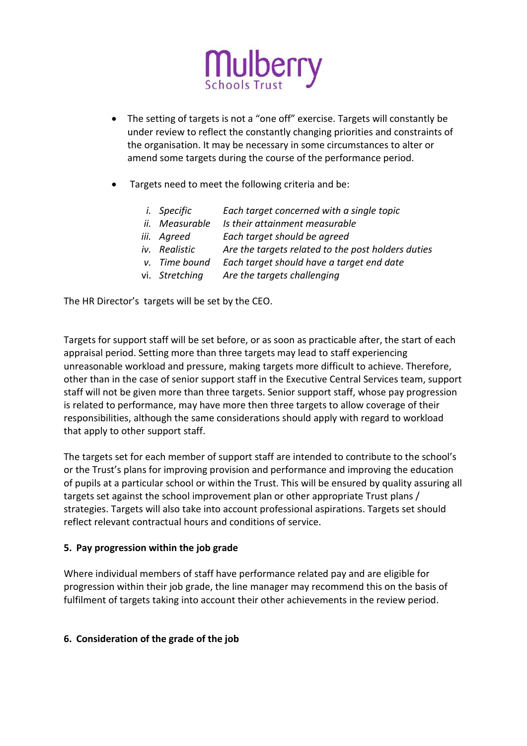- The setting of targets is not a "one off" exercise. Targets will constantly be under review to reflect the constantly changing priorities and constraints of the organisation. It may be necessary in some circumstances to alter or amend some targets during the course of the performance period.

- Targets need to meet the following criteria and be:

  i. *Specific* — *Each target concerned with a single topic*
  ii. *Measurable* — *Is their attainment measurable*
  iii. *Agreed* — *Each target should be agreed*
  iv. *Realistic* — *Are the targets related to the post holders duties*
  v. *Time bound* — *Each target should have a target end date*
  vi. *Stretching* — *Are the targets challenging*

The HR Director's targets will be set by the CEO.

Targets for support staff will be set before, or as soon as practicable after, the start of each appraisal period. Setting more than three targets may lead to staff experiencing unreasonable workload and pressure, making targets more difficult to achieve. Therefore, other than in the case of senior support staff in the Executive Central Services team, support staff will not be given more than three targets. Senior support staff, whose pay progression is related to performance, may have more then three targets to allow coverage of their responsibilities, although the same considerations should apply with regard to workload that apply to other support staff.

The targets set for each member of support staff are intended to contribute to the school's or the Trust's plans for improving provision and performance and improving the education of pupils at a particular school or within the Trust. This will be ensured by quality assuring all targets set against the school improvement plan or other appropriate Trust plans / strategies. Targets will also take into account professional aspirations. Targets set should reflect relevant contractual hours and conditions of service.

**5. Pay progression within the job grade**

Where individual members of staff have performance related pay and are eligible for progression within their job grade, the line manager may recommend this on the basis of fulfilment of targets taking into account their other achievements in the review period.

**6. Consideration of the grade of the job**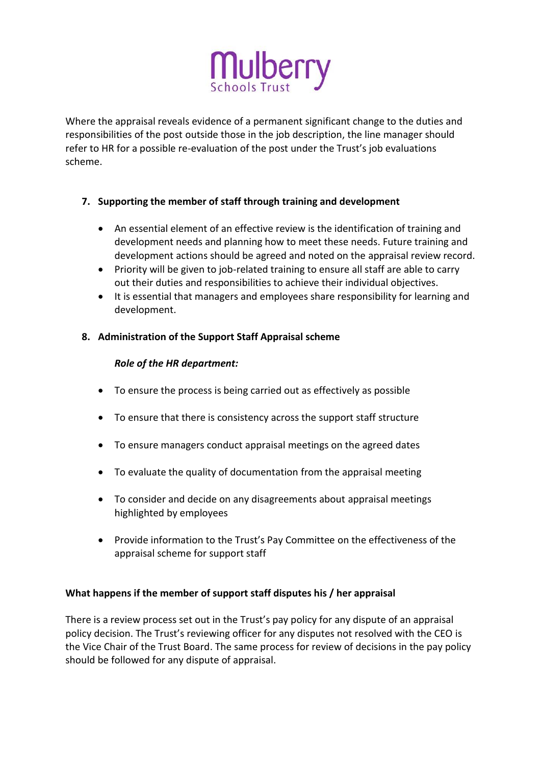Where the appraisal reveals evidence of a permanent significant change to the duties and responsibilities of the post outside those in the job description, the line manager should refer to HR for a possible re-evaluation of the post under the Trust's job evaluations scheme.

## 7. Supporting the member of staff through training and development

- An essential element of an effective review is the identification of training and development needs and planning how to meet these needs. Future training and development actions should be agreed and noted on the appraisal review record.
- Priority will be given to job-related training to ensure all staff are able to carry out their duties and responsibilities to achieve their individual objectives.
- It is essential that managers and employees share responsibility for learning and development.

## 8. Administration of the Support Staff Appraisal scheme

***Role of the HR department:***

- To ensure the process is being carried out as effectively as possible
- To ensure that there is consistency across the support staff structure
- To ensure managers conduct appraisal meetings on the agreed dates
- To evaluate the quality of documentation from the appraisal meeting
- To consider and decide on any disagreements about appraisal meetings highlighted by employees
- Provide information to the Trust's Pay Committee on the effectiveness of the appraisal scheme for support staff

**What happens if the member of support staff disputes his / her appraisal**

There is a review process set out in the Trust's pay policy for any dispute of an appraisal policy decision. The Trust's reviewing officer for any disputes not resolved with the CEO is the Vice Chair of the Trust Board. The same process for review of decisions in the pay policy should be followed for any dispute of appraisal.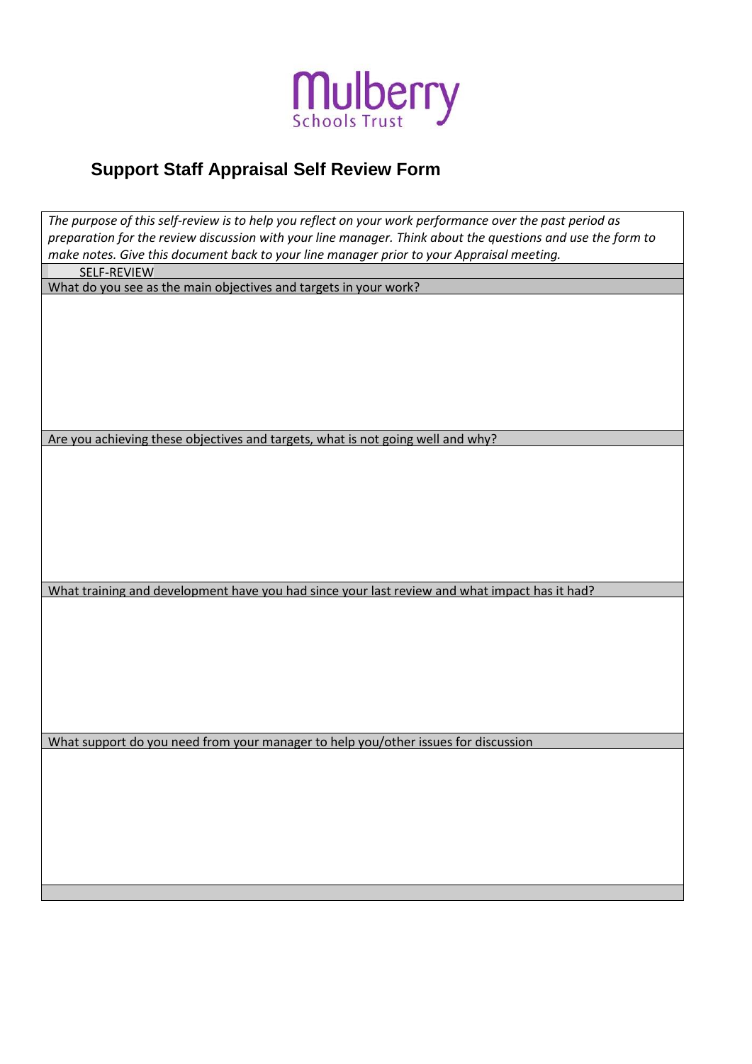Mulberry
Schools Trust

## Support Staff Appraisal Self Review Form

| *The purpose of this self-review is to help you reflect on your work performance over the past period as preparation for the review discussion with your line manager. Think about the questions and use the form to make notes. Give this document back to your line manager prior to your Appraisal meeting.* |
|---|
| SELF-REVIEW |
| What do you see as the main objectives and targets in your work? |
| |
| Are you achieving these objectives and targets, what is not going well and why? |
| |
| What training and development have you had since your last review and what impact has it had? |
| |
| What support do you need from your manager to help you/other issues for discussion |
| |
| |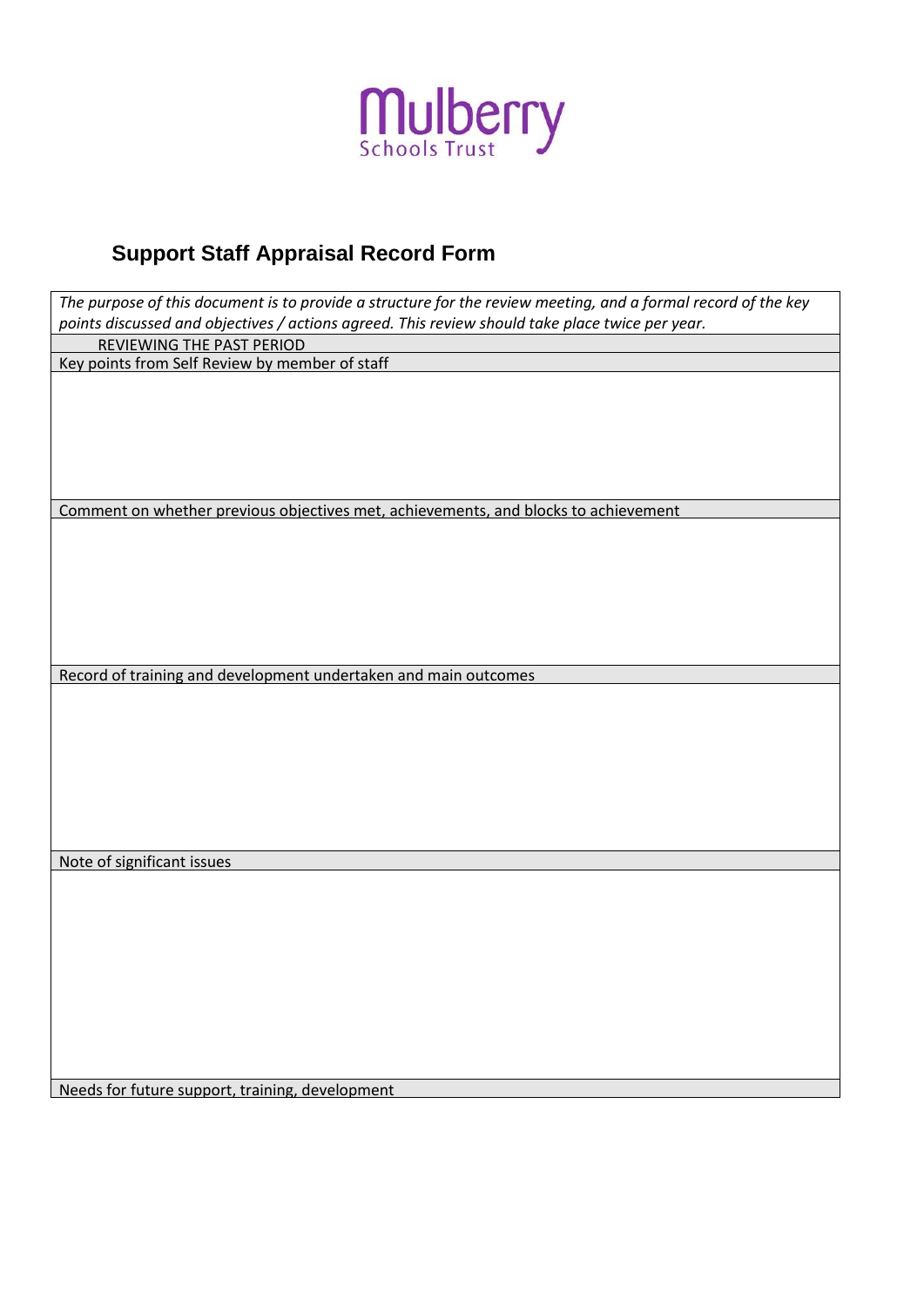Mulberry
Schools Trust

## Support Staff Appraisal Record Form

| *The purpose of this document is to provide a structure for the review meeting, and a formal record of the key points discussed and objectives / actions agreed. This review should take place twice per year.* |
|---|
| REVIEWING THE PAST PERIOD |
| Key points from Self Review by member of staff |
| |
| Comment on whether previous objectives met, achievements, and blocks to achievement |
| |
| Record of training and development undertaken and main outcomes |
| |
| Note of significant issues |
| |
| Needs for future support, training, development |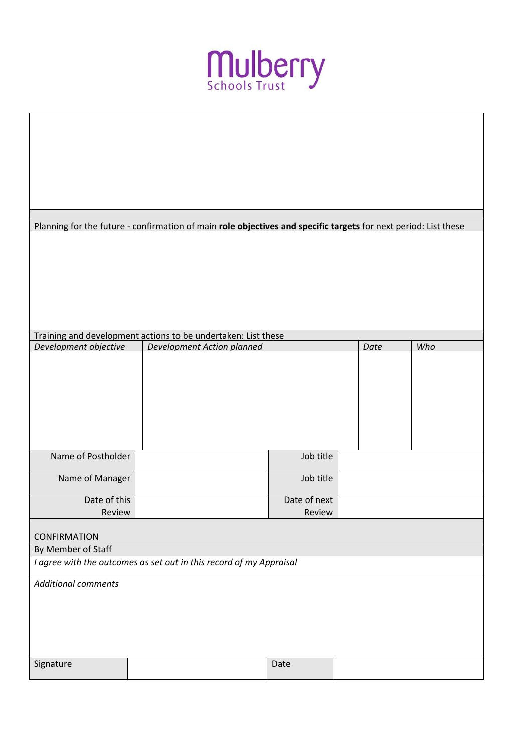Mulberry
Schools Trust

| |
|---|
| |
| Planning for the future - confirmation of main **role objectives and specific targets** for next period: List these |
| |

| Training and development actions to be undertaken: List these | | | |
|---|---|---|---|
| *Development objective* | *Development Action planned* | *Date* | *Who* |
| | | | |

| Name of Postholder | | Job title | |
|---|---|---|---|
| Name of Manager | | Job title | |
| Date of this Review | | Date of next Review | |

| CONFIRMATION |
|---|
| By Member of Staff |
| *I agree with the outcomes as set out in this record of my Appraisal* |
| *Additional comments* |

| Signature | | Date | |
|---|---|---|---|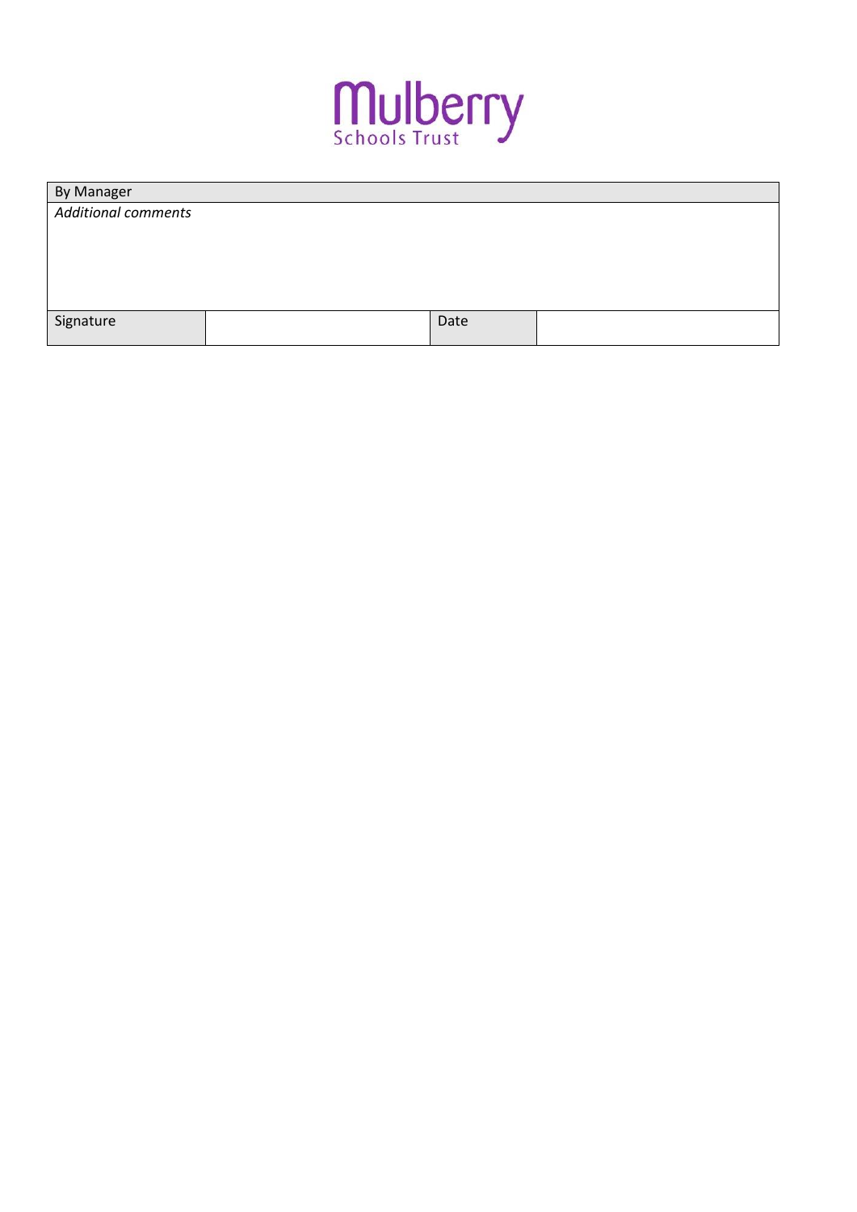Mulberry
Schools Trust

| By Manager | | | |
|---|---|---|---|
| *Additional comments* | | | |
| Signature | | Date | |